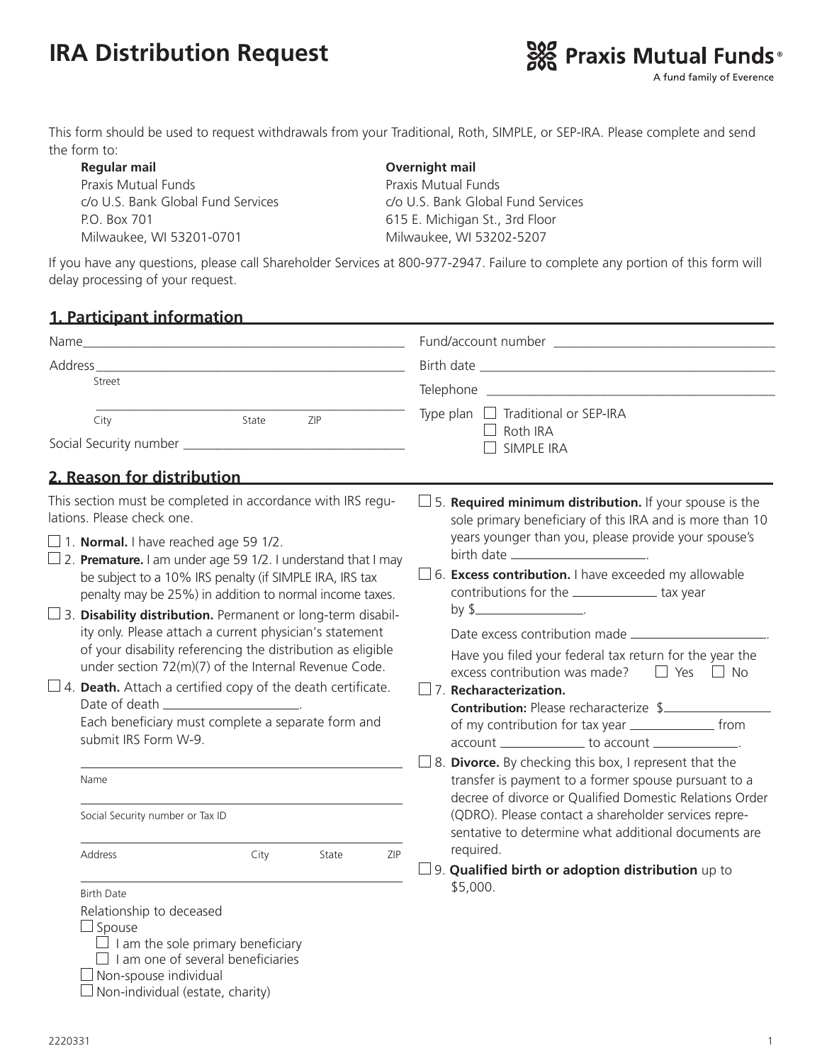# IRA Distribution Request

**Praxis Mutual Funds®**
A fund family of Everence

This form should be used to request withdrawals from your Traditional, Roth, SIMPLE, or SEP-IRA. Please complete and send the form to:

**Regular mail**
Praxis Mutual Funds
c/o U.S. Bank Global Fund Services
P.O. Box 701
Milwaukee, WI 53201-0701

**Overnight mail**
Praxis Mutual Funds
c/o U.S. Bank Global Fund Services
615 E. Michigan St., 3rd Floor
Milwaukee, WI 53202-5207

If you have any questions, please call Shareholder Services at 800-977-2947. Failure to complete any portion of this form will delay processing of your request.

## 1. Participant information

Name ______________________________

Address ______________________________
Street

______________________________
City State ZIP

Social Security number ______________________________

Fund/account number ______________________________

Birth date ______________________________

Telephone ______________________________

Type plan
- ☐ Traditional or SEP-IRA
- ☐ Roth IRA
- ☐ SIMPLE IRA

## 2. Reason for distribution

This section must be completed in accordance with IRS regulations. Please check one.

☐ 1. **Normal.** I have reached age 59 1/2.

☐ 2. **Premature.** I am under age 59 1/2. I understand that I may be subject to a 10% IRS penalty (if SIMPLE IRA, IRS tax penalty may be 25%) in addition to normal income taxes.

☐ 3. **Disability distribution.** Permanent or long-term disability only. Please attach a current physician's statement of your disability referencing the distribution as eligible under section 72(m)(7) of the Internal Revenue Code.

☐ 4. **Death.** Attach a certified copy of the death certificate.
Date of death ____________.
Each beneficiary must complete a separate form and submit IRS Form W-9.

______________________________
Name

______________________________
Social Security number or Tax ID

______________________________
Address City State ZIP

______________________________
Birth Date

Relationship to deceased
- ☐ Spouse
  - ☐ I am the sole primary beneficiary
  - ☐ I am one of several beneficiaries
- ☐ Non-spouse individual
- ☐ Non-individual (estate, charity)

☐ 5. **Required minimum distribution.** If your spouse is the sole primary beneficiary of this IRA and is more than 10 years younger than you, please provide your spouse's birth date ____________.

☐ 6. **Excess contribution.** I have exceeded my allowable contributions for the ________ tax year by $____________.

Date excess contribution made ____________.

Have you filed your federal tax return for the year the excess contribution was made? ☐ Yes ☐ No

☐ 7. **Recharacterization.**
**Contribution:** Please recharacterize $____________ of my contribution for tax year ________ from account ________ to account ________.

☐ 8. **Divorce.** By checking this box, I represent that the transfer is payment to a former spouse pursuant to a decree of divorce or Qualified Domestic Relations Order (QDRO). Please contact a shareholder services representative to determine what additional documents are required.

☐ 9. **Qualified birth or adoption distribution** up to $5,000.

2220331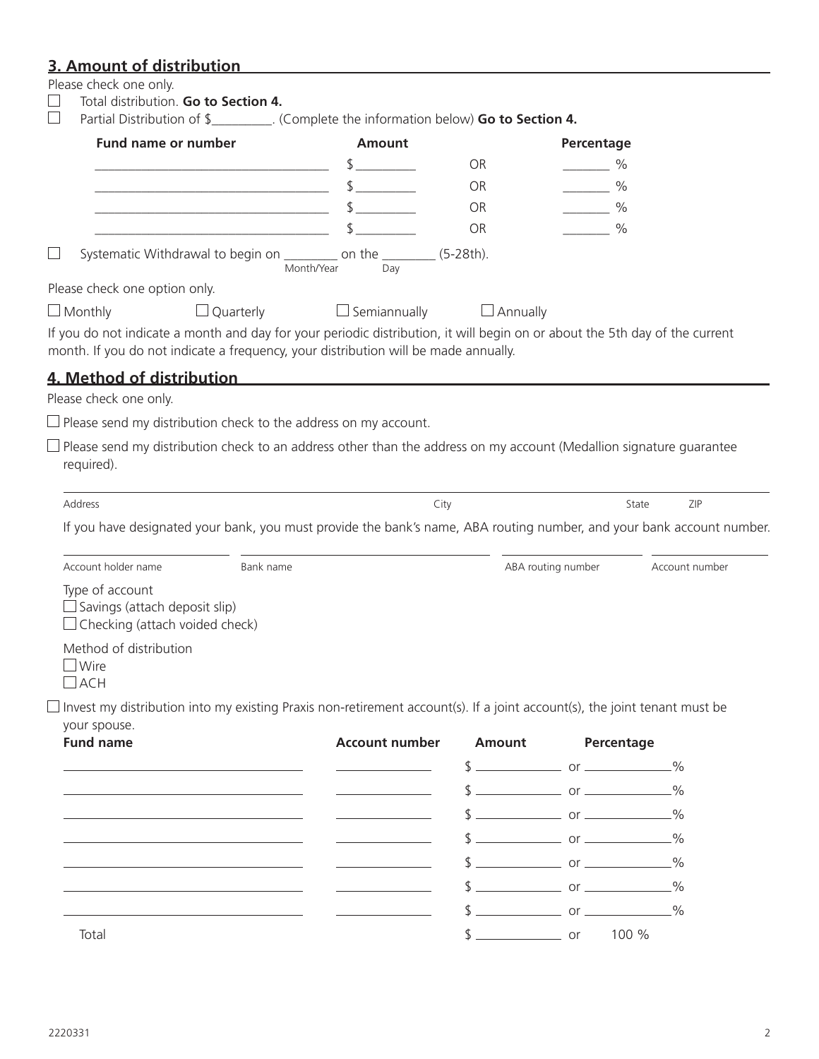## 3. Amount of distribution

Please check one only.

☐ Total distribution. **Go to Section 4.**

☐ Partial Distribution of $_________. (Complete the information below) **Go to Section 4.**

| Fund name or number | Amount | | Percentage |
|---|---|---|---|
| ___________________ | $ _________ | OR | _______ % |
| ___________________ | $ _________ | OR | _______ % |
| ___________________ | $ _________ | OR | _______ % |
| ___________________ | $ _________ | OR | _______ % |

☐ Systematic Withdrawal to begin on ________ (Month/Year) on the ________ (Day) (5-28th).

Please check one option only.

☐ Monthly ☐ Quarterly ☐ Semiannually ☐ Annually

If you do not indicate a month and day for your periodic distribution, it will begin on or about the 5th day of the current month. If you do not indicate a frequency, your distribution will be made annually.

## 4. Method of distribution

Please check one only.

☐ Please send my distribution check to the address on my account.

☐ Please send my distribution check to an address other than the address on my account (Medallion signature guarantee required).

Address ________ City ________ State ________ ZIP ________

If you have designated your bank, you must provide the bank's name, ABA routing number, and your bank account number.

Account holder name ________ Bank name ________ ABA routing number ________ Account number ________

Type of account
☐ Savings (attach deposit slip)
☐ Checking (attach voided check)

Method of distribution
☐ Wire
☐ ACH

☐ Invest my distribution into my existing Praxis non-retirement account(s). If a joint account(s), the joint tenant must be your spouse.

| Fund name | Account number | Amount | | Percentage |
|---|---|---|---|---|
| ___________________ | __________ | $ __________ | or | __________% |
| ___________________ | __________ | $ __________ | or | __________% |
| ___________________ | __________ | $ __________ | or | __________% |
| ___________________ | __________ | $ __________ | or | __________% |
| ___________________ | __________ | $ __________ | or | __________% |
| ___________________ | __________ | $ __________ | or | __________% |
| ___________________ | __________ | $ __________ | or | __________% |
| Total | | $ __________ | or | 100 % |

2220331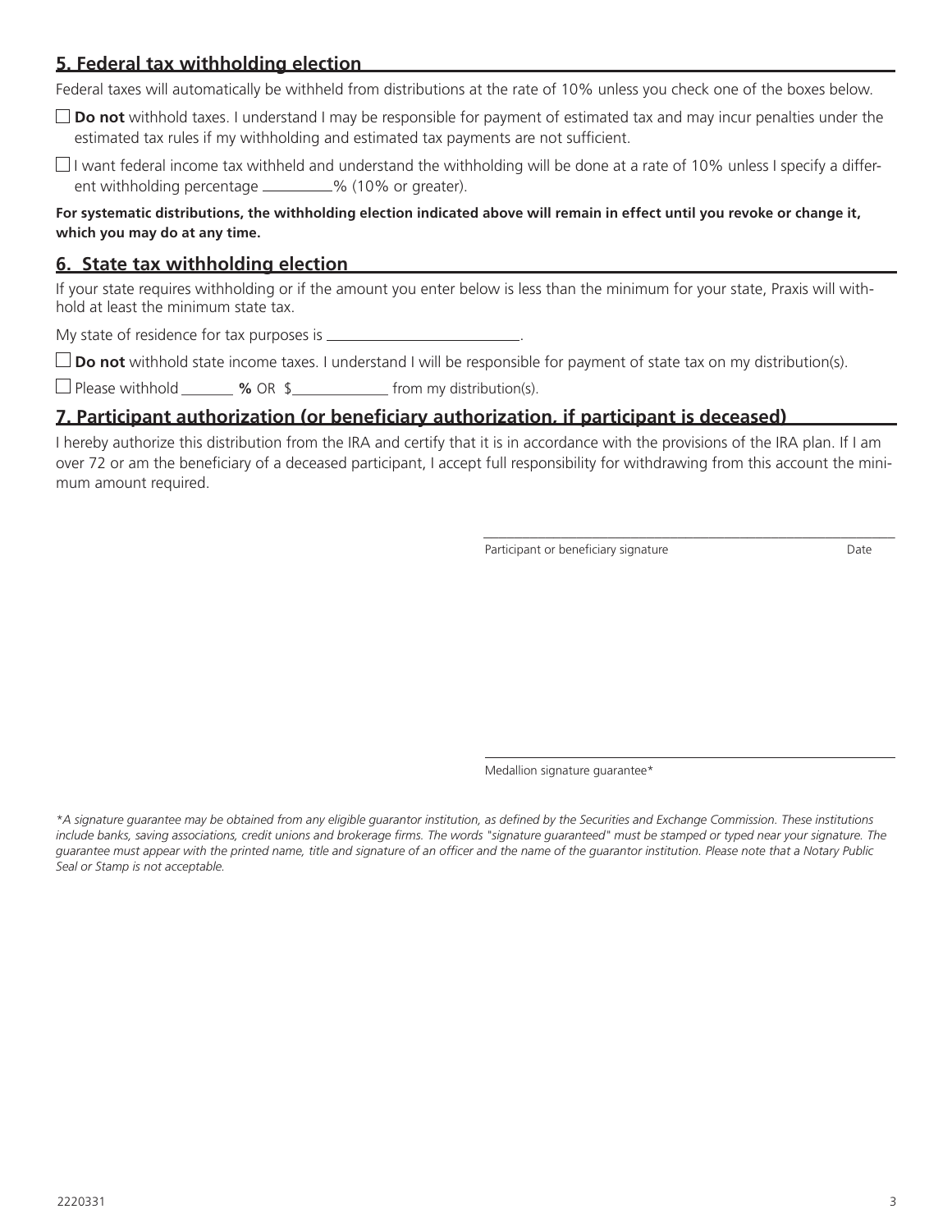## 5. Federal tax withholding election

Federal taxes will automatically be withheld from distributions at the rate of 10% unless you check one of the boxes below.

☐ **Do not** withhold taxes. I understand I may be responsible for payment of estimated tax and may incur penalties under the estimated tax rules if my withholding and estimated tax payments are not sufficient.

☐ I want federal income tax withheld and understand the withholding will be done at a rate of 10% unless I specify a different withholding percentage _________% (10% or greater).

**For systematic distributions, the withholding election indicated above will remain in effect until you revoke or change it, which you may do at any time.**

## 6. State tax withholding election

If your state requires withholding or if the amount you enter below is less than the minimum for your state, Praxis will withhold at least the minimum state tax.

My state of residence for tax purposes is _________________________.

☐ **Do not** withhold state income taxes. I understand I will be responsible for payment of state tax on my distribution(s).

☐ Please withhold _______ **%** OR $_____________ from my distribution(s).

## 7. Participant authorization (or beneficiary authorization, if participant is deceased)

I hereby authorize this distribution from the IRA and certify that it is in accordance with the provisions of the IRA plan. If I am over 72 or am the beneficiary of a deceased participant, I accept full responsibility for withdrawing from this account the minimum amount required.

_____________________________________________

Participant or beneficiary signature Date

_____________________________________________

Medallion signature guarantee*

*\*A signature guarantee may be obtained from any eligible guarantor institution, as defined by the Securities and Exchange Commission. These institutions include banks, saving associations, credit unions and brokerage firms. The words "signature guaranteed" must be stamped or typed near your signature. The guarantee must appear with the printed name, title and signature of an officer and the name of the guarantor institution. Please note that a Notary Public Seal or Stamp is not acceptable.*

2220331